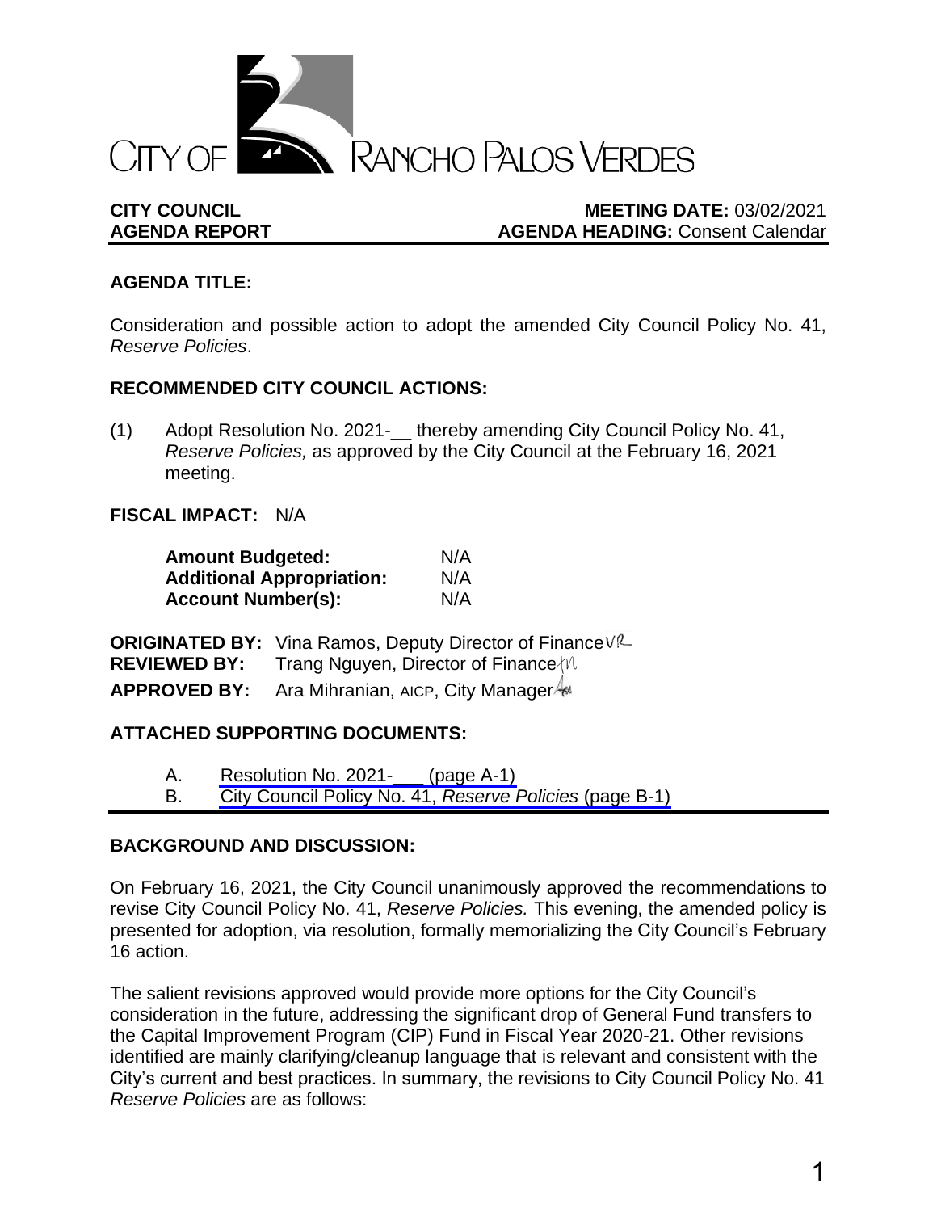CITY OF RANCHO PALOS VERDES

**CITY COUNCIL** **MEETING DATE:** 03/02/2021
**AGENDA REPORT** **AGENDA HEADING:** Consent Calendar

## AGENDA TITLE:

Consideration and possible action to adopt the amended City Council Policy No. 41, *Reserve Policies*.

## RECOMMENDED CITY COUNCIL ACTIONS:

(1) Adopt Resolution No. 2021-__ thereby amending City Council Policy No. 41, *Reserve Policies,* as approved by the City Council at the February 16, 2021 meeting.

**FISCAL IMPACT:** N/A

| | |
|---|---|
| **Amount Budgeted:** | N/A |
| **Additional Appropriation:** | N/A |
| **Account Number(s):** | N/A |

**ORIGINATED BY:** Vina Ramos, Deputy Director of Finance VR
**REVIEWED BY:** Trang Nguyen, Director of Finance TN
**APPROVED BY:** Ara Mihranian, AICP, City Manager

## ATTACHED SUPPORTING DOCUMENTS:

A. Resolution No. 2021-___ (page A-1)
B. City Council Policy No. 41, *Reserve Policies* (page B-1)

## BACKGROUND AND DISCUSSION:

On February 16, 2021, the City Council unanimously approved the recommendations to revise City Council Policy No. 41, *Reserve Policies.* This evening, the amended policy is presented for adoption, via resolution, formally memorializing the City Council's February 16 action.

The salient revisions approved would provide more options for the City Council's consideration in the future, addressing the significant drop of General Fund transfers to the Capital Improvement Program (CIP) Fund in Fiscal Year 2020-21. Other revisions identified are mainly clarifying/cleanup language that is relevant and consistent with the City's current and best practices. In summary, the revisions to City Council Policy No. 41 *Reserve Policies* are as follows: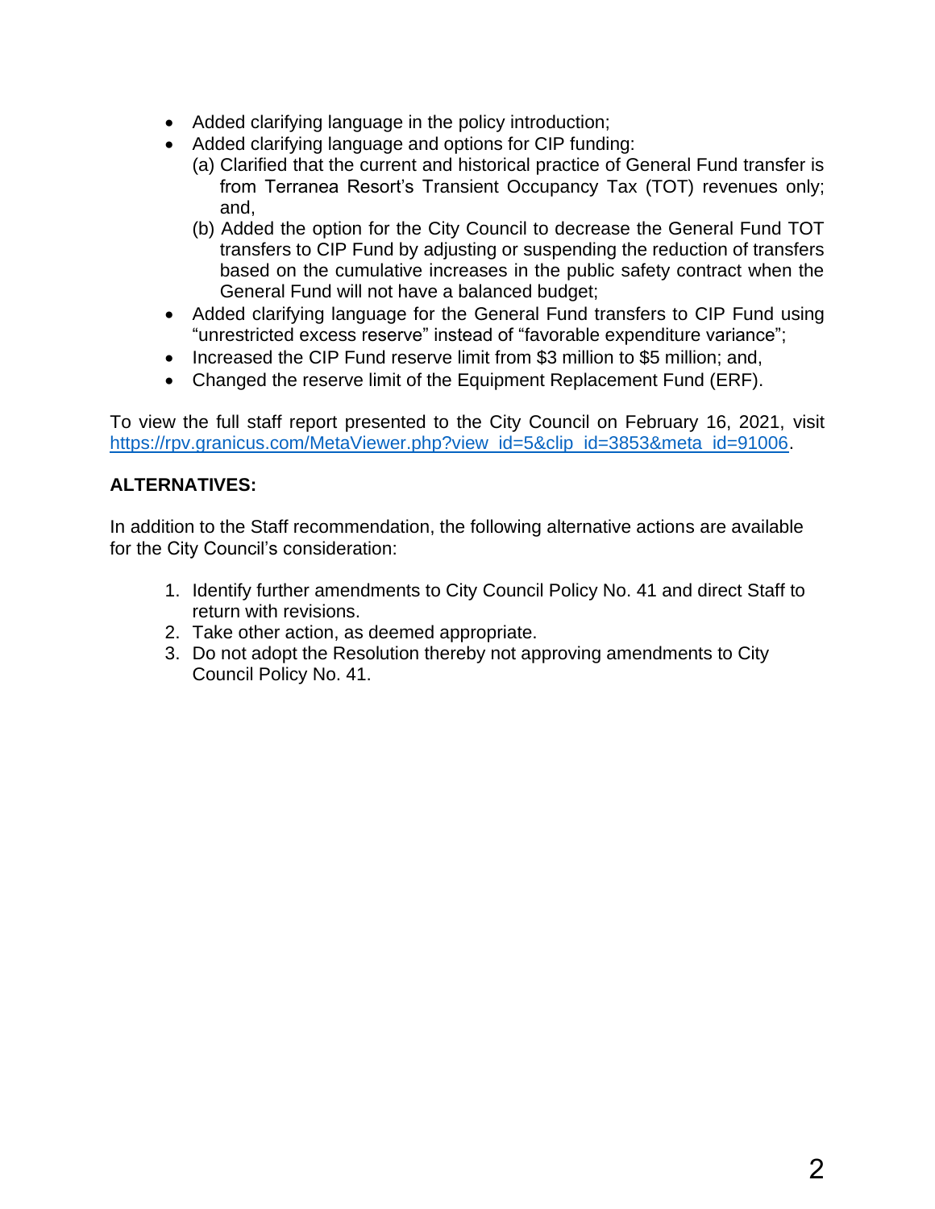- Added clarifying language in the policy introduction;
- Added clarifying language and options for CIP funding:
  - (a) Clarified that the current and historical practice of General Fund transfer is from Terranea Resort's Transient Occupancy Tax (TOT) revenues only; and,
  - (b) Added the option for the City Council to decrease the General Fund TOT transfers to CIP Fund by adjusting or suspending the reduction of transfers based on the cumulative increases in the public safety contract when the General Fund will not have a balanced budget;
- Added clarifying language for the General Fund transfers to CIP Fund using "unrestricted excess reserve" instead of "favorable expenditure variance";
- Increased the CIP Fund reserve limit from $3 million to $5 million; and,
- Changed the reserve limit of the Equipment Replacement Fund (ERF).

To view the full staff report presented to the City Council on February 16, 2021, visit [https://rpv.granicus.com/MetaViewer.php?view_id=5&clip_id=3853&meta_id=91006](https://rpv.granicus.com/MetaViewer.php?view_id=5&clip_id=3853&meta_id=91006).

**ALTERNATIVES:**

In addition to the Staff recommendation, the following alternative actions are available for the City Council's consideration:

1. Identify further amendments to City Council Policy No. 41 and direct Staff to return with revisions.
2. Take other action, as deemed appropriate.
3. Do not adopt the Resolution thereby not approving amendments to City Council Policy No. 41.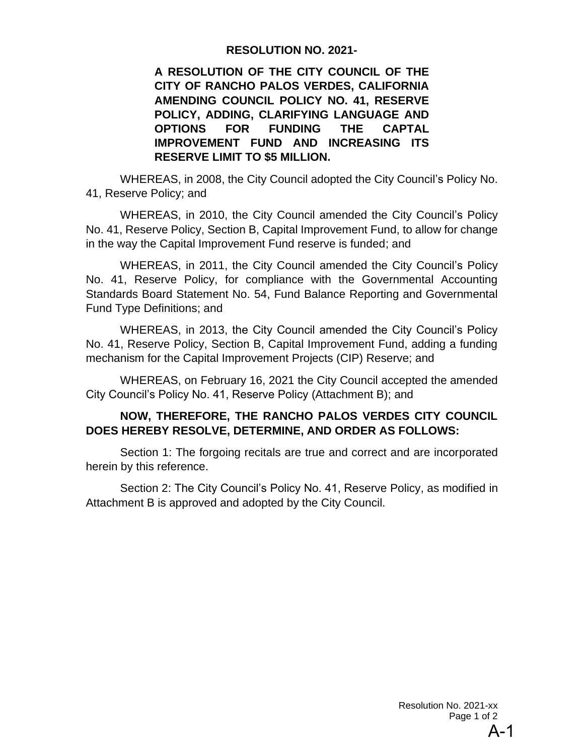**RESOLUTION NO. 2021-**

**A RESOLUTION OF THE CITY COUNCIL OF THE CITY OF RANCHO PALOS VERDES, CALIFORNIA AMENDING COUNCIL POLICY NO. 41, RESERVE POLICY, ADDING, CLARIFYING LANGUAGE AND OPTIONS FOR FUNDING THE CAPTAL IMPROVEMENT FUND AND INCREASING ITS RESERVE LIMIT TO $5 MILLION.**

WHEREAS, in 2008, the City Council adopted the City Council's Policy No. 41, Reserve Policy; and

WHEREAS, in 2010, the City Council amended the City Council's Policy No. 41, Reserve Policy, Section B, Capital Improvement Fund, to allow for change in the way the Capital Improvement Fund reserve is funded; and

WHEREAS, in 2011, the City Council amended the City Council's Policy No. 41, Reserve Policy, for compliance with the Governmental Accounting Standards Board Statement No. 54, Fund Balance Reporting and Governmental Fund Type Definitions; and

WHEREAS, in 2013, the City Council amended the City Council's Policy No. 41, Reserve Policy, Section B, Capital Improvement Fund, adding a funding mechanism for the Capital Improvement Projects (CIP) Reserve; and

WHEREAS, on February 16, 2021 the City Council accepted the amended City Council's Policy No. 41, Reserve Policy (Attachment B); and

**NOW, THEREFORE, THE RANCHO PALOS VERDES CITY COUNCIL DOES HEREBY RESOLVE, DETERMINE, AND ORDER AS FOLLOWS:**

Section 1: The forgoing recitals are true and correct and are incorporated herein by this reference.

Section 2: The City Council's Policy No. 41, Reserve Policy, as modified in Attachment B is approved and adopted by the City Council.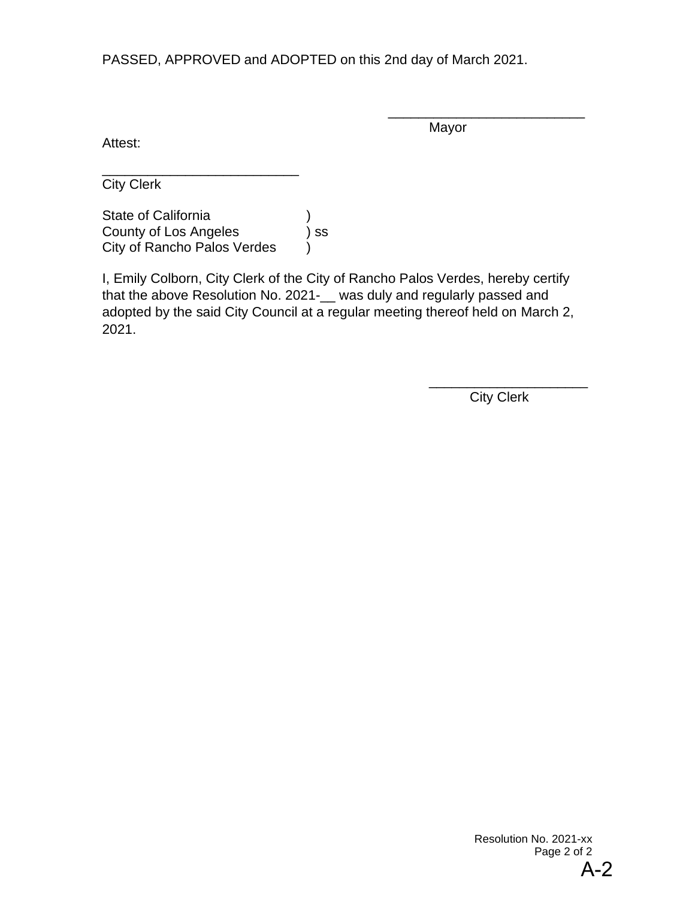PASSED, APPROVED and ADOPTED on this 2nd day of March 2021.

___________________________
Mayor

Attest:

___________________________
City Clerk

State of California )
County of Los Angeles ) ss
City of Rancho Palos Verdes )

I, Emily Colborn, City Clerk of the City of Rancho Palos Verdes, hereby certify that the above Resolution No. 2021-__ was duly and regularly passed and adopted by the said City Council at a regular meeting thereof held on March 2, 2021.

_______________________
City Clerk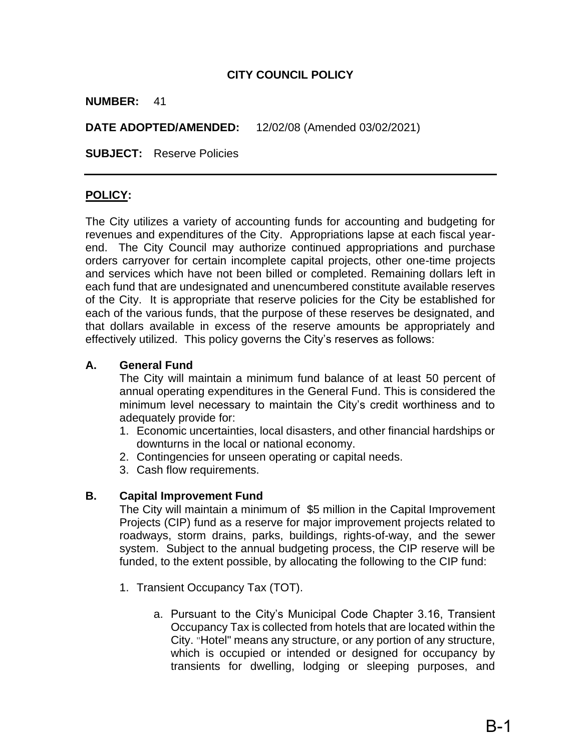**CITY COUNCIL POLICY**

**NUMBER:** 41

**DATE ADOPTED/AMENDED:** 12/02/08 (Amended 03/02/2021)

**SUBJECT:** Reserve Policies

---

**POLICY:**

The City utilizes a variety of accounting funds for accounting and budgeting for revenues and expenditures of the City. Appropriations lapse at each fiscal year-end. The City Council may authorize continued appropriations and purchase orders carryover for certain incomplete capital projects, other one-time projects and services which have not been billed or completed. Remaining dollars left in each fund that are undesignated and unencumbered constitute available reserves of the City. It is appropriate that reserve policies for the City be established for each of the various funds, that the purpose of these reserves be designated, and that dollars available in excess of the reserve amounts be appropriately and effectively utilized. This policy governs the City's reserves as follows:

**A. General Fund**

The City will maintain a minimum fund balance of at least 50 percent of annual operating expenditures in the General Fund. This is considered the minimum level necessary to maintain the City's credit worthiness and to adequately provide for:

1. Economic uncertainties, local disasters, and other financial hardships or downturns in the local or national economy.
2. Contingencies for unseen operating or capital needs.
3. Cash flow requirements.

**B. Capital Improvement Fund**

The City will maintain a minimum of $5 million in the Capital Improvement Projects (CIP) fund as a reserve for major improvement projects related to roadways, storm drains, parks, buildings, rights-of-way, and the sewer system. Subject to the annual budgeting process, the CIP reserve will be funded, to the extent possible, by allocating the following to the CIP fund:

1. Transient Occupancy Tax (TOT).

   a. Pursuant to the City's Municipal Code Chapter 3.16, Transient Occupancy Tax is collected from hotels that are located within the City. "Hotel" means any structure, or any portion of any structure, which is occupied or intended or designed for occupancy by transients for dwelling, lodging or sleeping purposes, and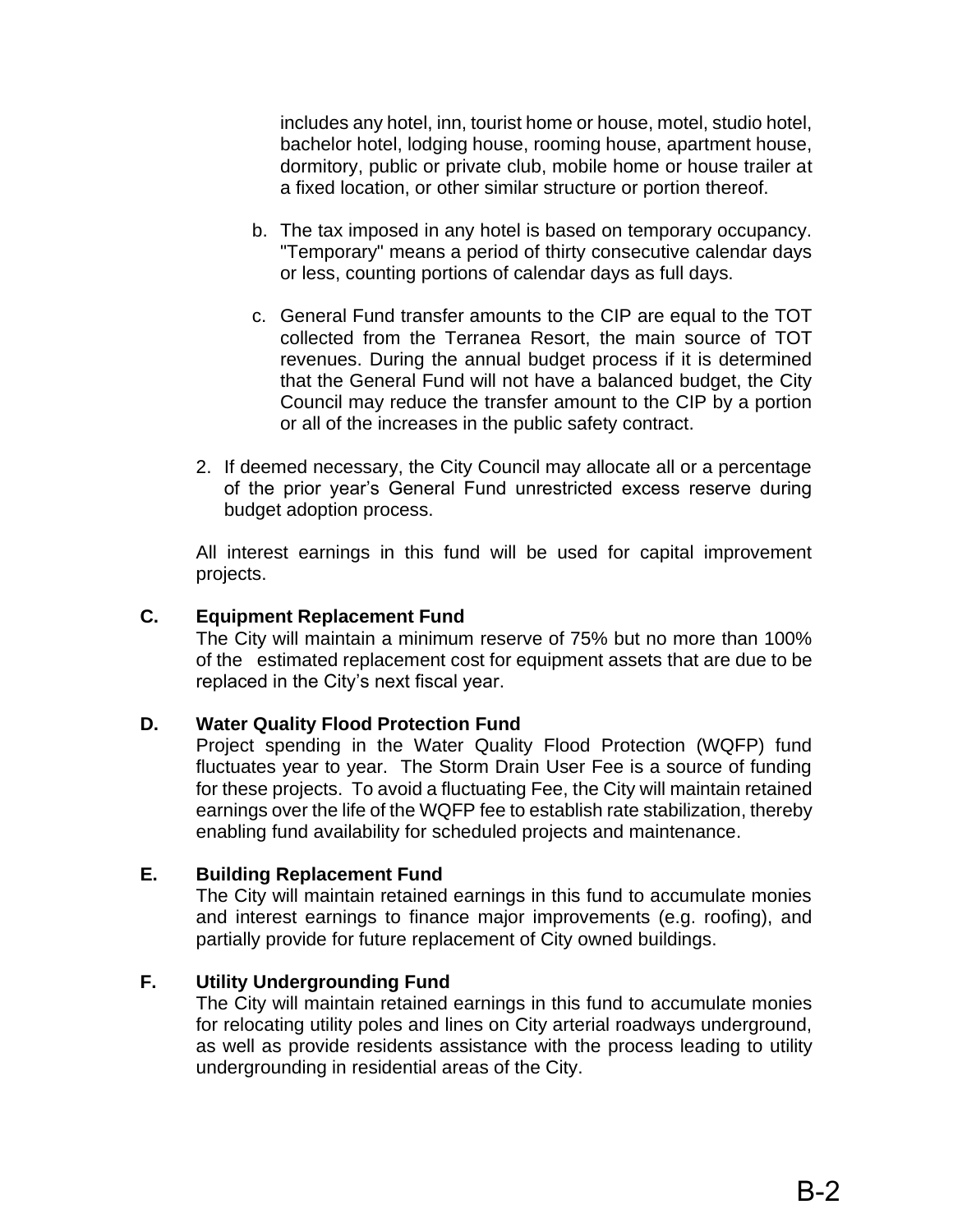includes any hotel, inn, tourist home or house, motel, studio hotel, bachelor hotel, lodging house, rooming house, apartment house, dormitory, public or private club, mobile home or house trailer at a fixed location, or other similar structure or portion thereof.

b. The tax imposed in any hotel is based on temporary occupancy. "Temporary" means a period of thirty consecutive calendar days or less, counting portions of calendar days as full days.

c. General Fund transfer amounts to the CIP are equal to the TOT collected from the Terranea Resort, the main source of TOT revenues. During the annual budget process if it is determined that the General Fund will not have a balanced budget, the City Council may reduce the transfer amount to the CIP by a portion or all of the increases in the public safety contract.

2. If deemed necessary, the City Council may allocate all or a percentage of the prior year's General Fund unrestricted excess reserve during budget adoption process.

All interest earnings in this fund will be used for capital improvement projects.

**C. Equipment Replacement Fund**

The City will maintain a minimum reserve of 75% but no more than 100% of the estimated replacement cost for equipment assets that are due to be replaced in the City's next fiscal year.

**D. Water Quality Flood Protection Fund**

Project spending in the Water Quality Flood Protection (WQFP) fund fluctuates year to year. The Storm Drain User Fee is a source of funding for these projects. To avoid a fluctuating Fee, the City will maintain retained earnings over the life of the WQFP fee to establish rate stabilization, thereby enabling fund availability for scheduled projects and maintenance.

**E. Building Replacement Fund**

The City will maintain retained earnings in this fund to accumulate monies and interest earnings to finance major improvements (e.g. roofing), and partially provide for future replacement of City owned buildings.

**F. Utility Undergrounding Fund**

The City will maintain retained earnings in this fund to accumulate monies for relocating utility poles and lines on City arterial roadways underground, as well as provide residents assistance with the process leading to utility undergrounding in residential areas of the City.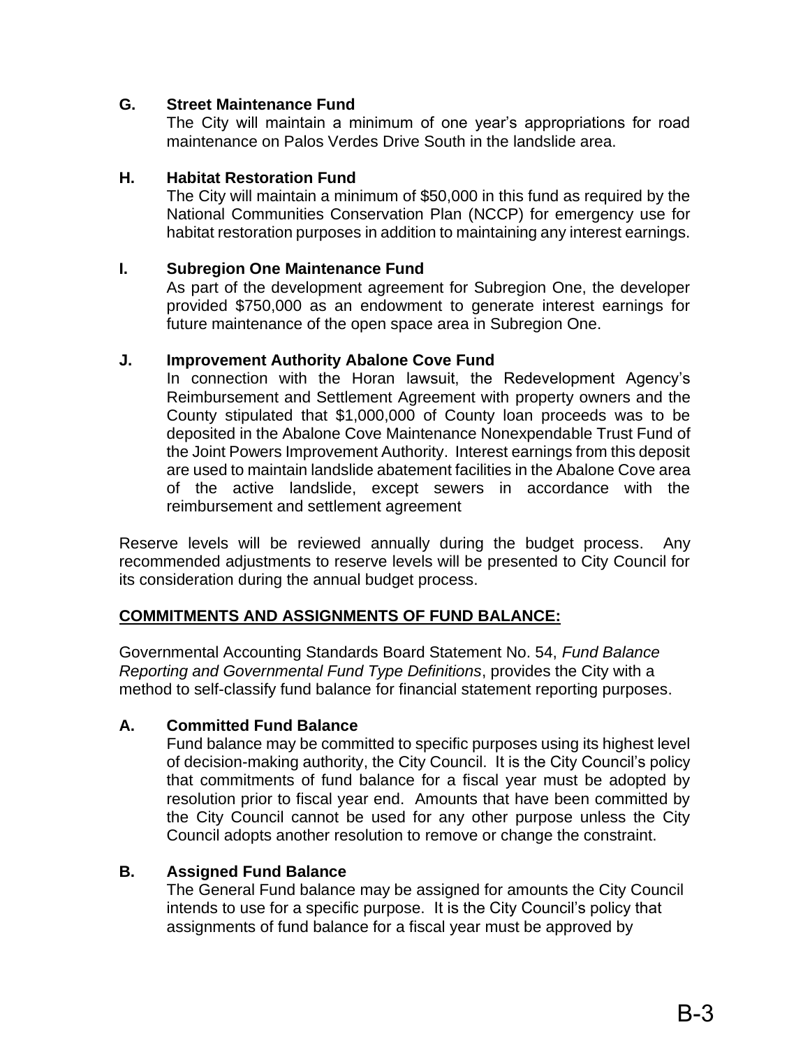**G. Street Maintenance Fund**

The City will maintain a minimum of one year's appropriations for road maintenance on Palos Verdes Drive South in the landslide area.

**H. Habitat Restoration Fund**

The City will maintain a minimum of $50,000 in this fund as required by the National Communities Conservation Plan (NCCP) for emergency use for habitat restoration purposes in addition to maintaining any interest earnings.

**I. Subregion One Maintenance Fund**

As part of the development agreement for Subregion One, the developer provided $750,000 as an endowment to generate interest earnings for future maintenance of the open space area in Subregion One.

**J. Improvement Authority Abalone Cove Fund**

In connection with the Horan lawsuit, the Redevelopment Agency's Reimbursement and Settlement Agreement with property owners and the County stipulated that $1,000,000 of County loan proceeds was to be deposited in the Abalone Cove Maintenance Nonexpendable Trust Fund of the Joint Powers Improvement Authority. Interest earnings from this deposit are used to maintain landslide abatement facilities in the Abalone Cove area of the active landslide, except sewers in accordance with the reimbursement and settlement agreement

Reserve levels will be reviewed annually during the budget process. Any recommended adjustments to reserve levels will be presented to City Council for its consideration during the annual budget process.

**COMMITMENTS AND ASSIGNMENTS OF FUND BALANCE:**

Governmental Accounting Standards Board Statement No. 54, *Fund Balance Reporting and Governmental Fund Type Definitions*, provides the City with a method to self-classify fund balance for financial statement reporting purposes.

**A. Committed Fund Balance**

Fund balance may be committed to specific purposes using its highest level of decision-making authority, the City Council. It is the City Council's policy that commitments of fund balance for a fiscal year must be adopted by resolution prior to fiscal year end. Amounts that have been committed by the City Council cannot be used for any other purpose unless the City Council adopts another resolution to remove or change the constraint.

**B. Assigned Fund Balance**

The General Fund balance may be assigned for amounts the City Council intends to use for a specific purpose. It is the City Council's policy that assignments of fund balance for a fiscal year must be approved by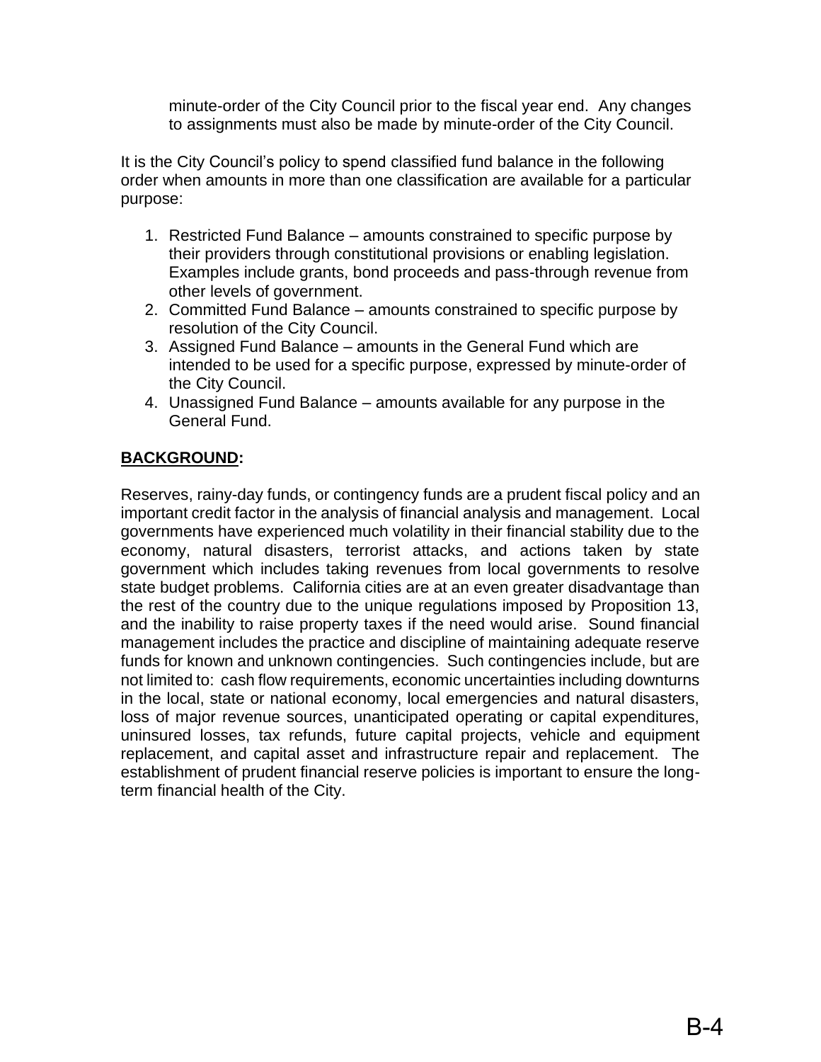minute-order of the City Council prior to the fiscal year end. Any changes to assignments must also be made by minute-order of the City Council.

It is the City Council's policy to spend classified fund balance in the following order when amounts in more than one classification are available for a particular purpose:

1. Restricted Fund Balance – amounts constrained to specific purpose by their providers through constitutional provisions or enabling legislation. Examples include grants, bond proceeds and pass-through revenue from other levels of government.
2. Committed Fund Balance – amounts constrained to specific purpose by resolution of the City Council.
3. Assigned Fund Balance – amounts in the General Fund which are intended to be used for a specific purpose, expressed by minute-order of the City Council.
4. Unassigned Fund Balance – amounts available for any purpose in the General Fund.

**BACKGROUND:**

Reserves, rainy-day funds, or contingency funds are a prudent fiscal policy and an important credit factor in the analysis of financial analysis and management. Local governments have experienced much volatility in their financial stability due to the economy, natural disasters, terrorist attacks, and actions taken by state government which includes taking revenues from local governments to resolve state budget problems. California cities are at an even greater disadvantage than the rest of the country due to the unique regulations imposed by Proposition 13, and the inability to raise property taxes if the need would arise. Sound financial management includes the practice and discipline of maintaining adequate reserve funds for known and unknown contingencies. Such contingencies include, but are not limited to: cash flow requirements, economic uncertainties including downturns in the local, state or national economy, local emergencies and natural disasters, loss of major revenue sources, unanticipated operating or capital expenditures, uninsured losses, tax refunds, future capital projects, vehicle and equipment replacement, and capital asset and infrastructure repair and replacement. The establishment of prudent financial reserve policies is important to ensure the long-term financial health of the City.